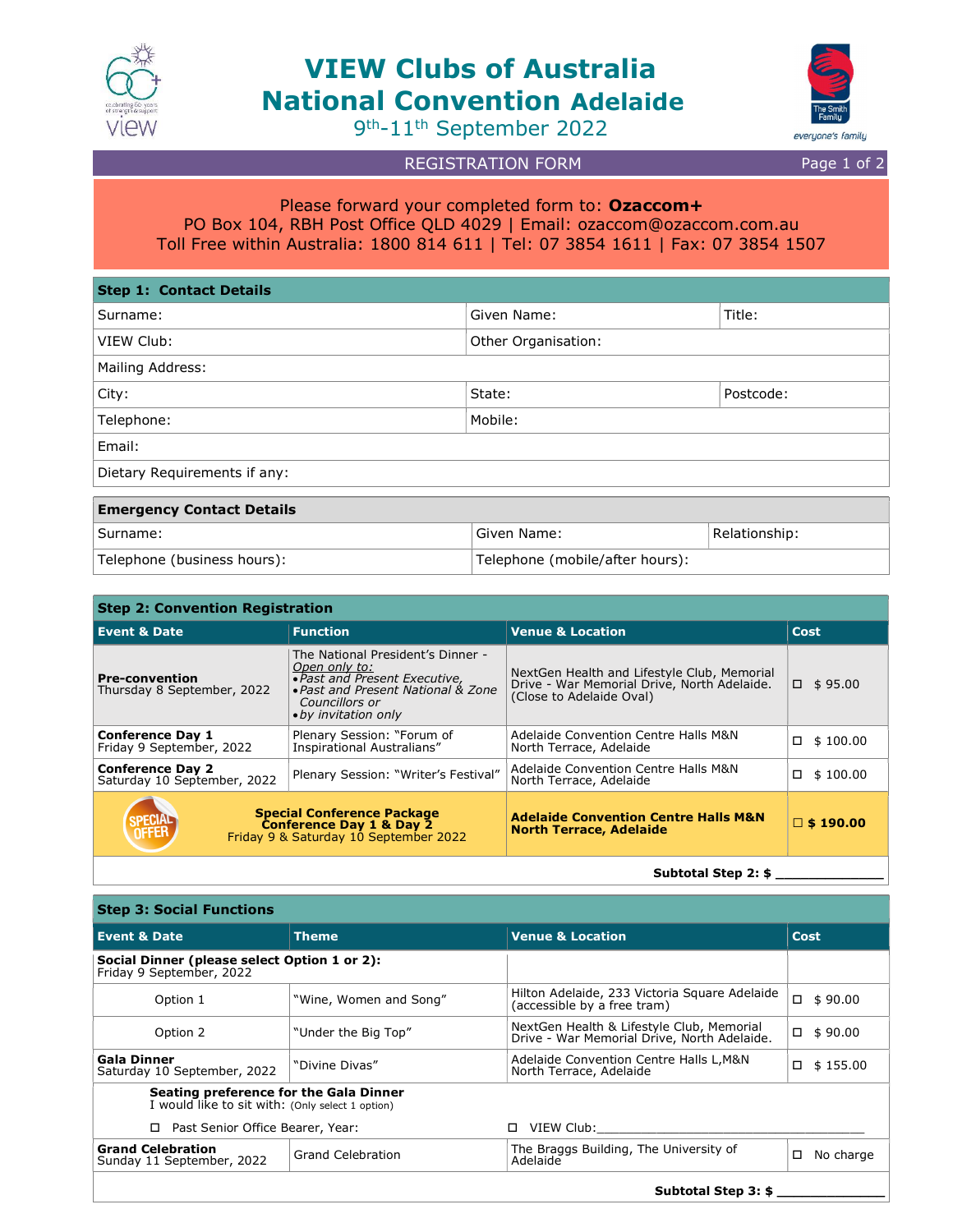# VIEW Clubs of Australia
# National Convention Adelaide
9th-11th September 2022

REGISTRATION FORM

Please forward your completed form to: **Ozaccom+**
PO Box 104, RBH Post Office QLD 4029 | Email: ozaccom@ozaccom.com.au
Toll Free within Australia: 1800 814 611 | Tel: 07 3854 1611 | Fax: 07 3854 1507

| **Step 1: Contact Details** | | |
|---|---|---|
| Surname: | Given Name: | Title: |
| VIEW Club: | Other Organisation: | |
| Mailing Address: | | |
| City: | State: | Postcode: |
| Telephone: | Mobile: | |
| Email: | | |
| Dietary Requirements if any: | | |

| **Emergency Contact Details** | | |
|---|---|---|
| Surname: | Given Name: | Relationship: |
| Telephone (business hours): | Telephone (mobile/after hours): | |

**Step 2: Convention Registration**

| Event & Date | Function | Venue & Location | Cost |
|---|---|---|---|
| **Pre-convention** Thursday 8 September, 2022 | The National President's Dinner - *Open only to:* • *Past and Present Executive,* • *Past and Present National & Zone Councillors or* • *by invitation only* | NextGen Health and Lifestyle Club, Memorial Drive - War Memorial Drive, North Adelaide. (Close to Adelaide Oval) | ☐ $ 95.00 |
| **Conference Day 1** Friday 9 September, 2022 | Plenary Session: "Forum of Inspirational Australians" | Adelaide Convention Centre Halls M&N North Terrace, Adelaide | ☐ $ 100.00 |
| **Conference Day 2** Saturday 10 September, 2022 | Plenary Session: "Writer's Festival" | Adelaide Convention Centre Halls M&N North Terrace, Adelaide | ☐ $ 100.00 |
| SPECIAL OFFER **Special Conference Package Conference Day 1 & Day 2** Friday 9 & Saturday 10 September 2022 | | **Adelaide Convention Centre Halls M&N North Terrace, Adelaide** | ☐ **$ 190.00** |

**Subtotal Step 2: $ ______________**

**Step 3: Social Functions**

| Event & Date | Theme | Venue & Location | Cost |
|---|---|---|---|
| **Social Dinner (please select Option 1 or 2):** Friday 9 September, 2022 | | | |
| Option 1 | "Wine, Women and Song" | Hilton Adelaide, 233 Victoria Square Adelaide (accessible by a free tram) | ☐ $ 90.00 |
| Option 2 | "Under the Big Top" | NextGen Health & Lifestyle Club, Memorial Drive - War Memorial Drive, North Adelaide. | ☐ $ 90.00 |
| **Gala Dinner** Saturday 10 September, 2022 | "Divine Divas" | Adelaide Convention Centre Halls L,M&N North Terrace, Adelaide | ☐ $ 155.00 |
| **Seating preference for the Gala Dinner** I would like to sit with: (Only select 1 option) ☐ Past Senior Office Bearer, Year: | | ☐ VIEW Club:______________________ | |
| **Grand Celebration** Sunday 11 September, 2022 | Grand Celebration | The Braggs Building, The University of Adelaide | ☐ No charge |

**Subtotal Step 3: $ ______________**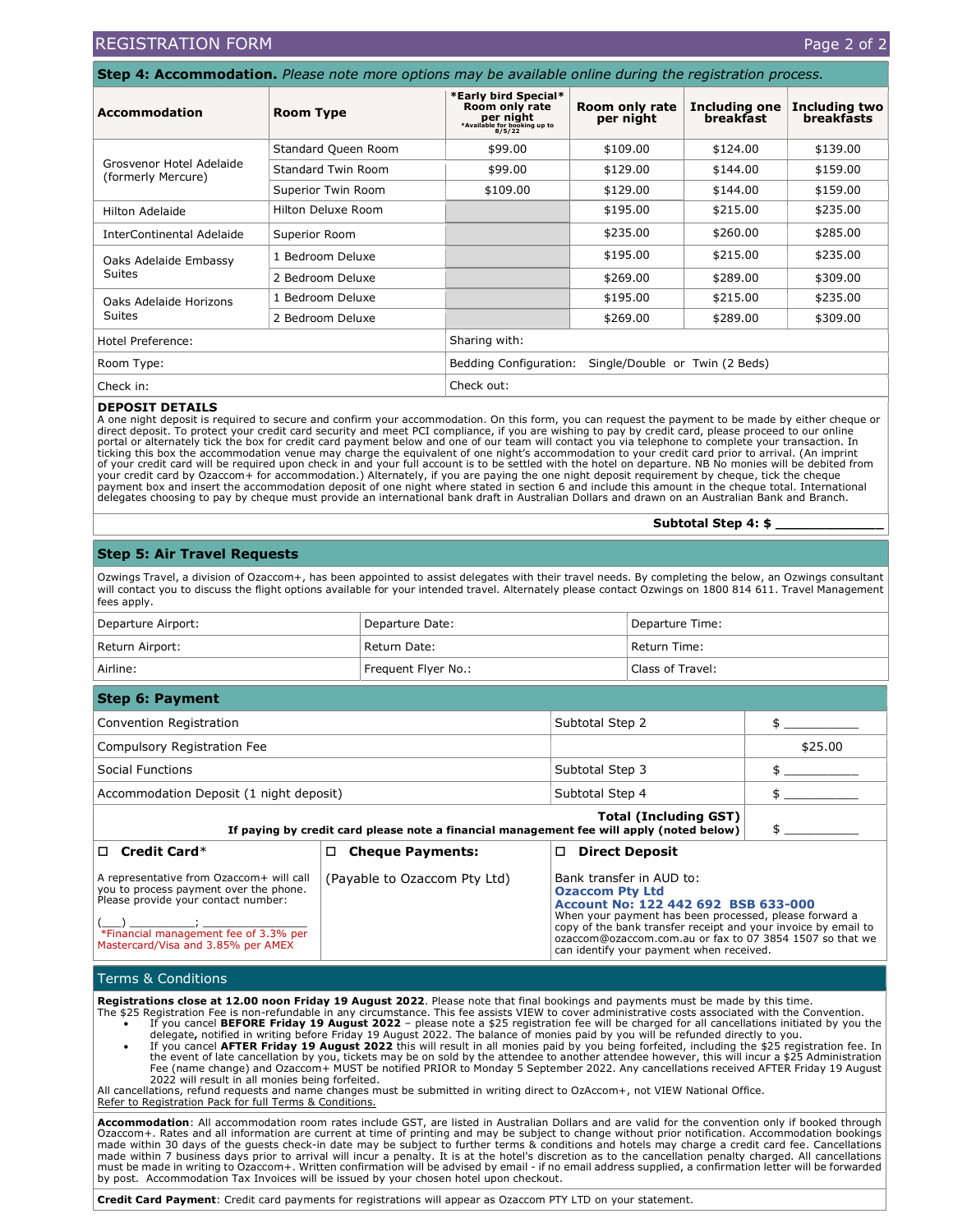## REGISTRATION FORM

### Step 4: Accommodation. *Please note more options may be available online during the registration process.*

| Accommodation | Room Type | *Early bird Special* Room only rate per night *Available for booking up to 8/5/22 | Room only rate per night | Including one breakfast | Including two breakfasts |
|---|---|---|---|---|---|
| Grosvenor Hotel Adelaide (formerly Mercure) | Standard Queen Room | $99.00 | $109.00 | $124.00 | $139.00 |
| | Standard Twin Room | $99.00 | $129.00 | $144.00 | $159.00 |
| | Superior Twin Room | $109.00 | $129.00 | $144.00 | $159.00 |
| Hilton Adelaide | Hilton Deluxe Room | | $195.00 | $215.00 | $235.00 |
| InterContinental Adelaide | Superior Room | | $235.00 | $260.00 | $285.00 |
| Oaks Adelaide Embassy Suites | 1 Bedroom Deluxe | | $195.00 | $215.00 | $235.00 |
| | 2 Bedroom Deluxe | | $269.00 | $289.00 | $309.00 |
| Oaks Adelaide Horizons Suites | 1 Bedroom Deluxe | | $195.00 | $215.00 | $235.00 |
| | 2 Bedroom Deluxe | | $269.00 | $289.00 | $309.00 |

| | |
|---|---|
| Hotel Preference: | Sharing with: |
| Room Type: | Bedding Configuration: Single/Double or Twin (2 Beds) |
| Check in: | Check out: |

**DEPOSIT DETAILS**
A one night deposit is required to secure and confirm your accommodation. On this form, you can request the payment to be made by either cheque or direct deposit. To protect your credit card security and meet PCI compliance, if you are wishing to pay by credit card, please proceed to our online portal or alternately tick the box for credit card payment below and one of our team will contact you via telephone to complete your transaction. In ticking this box the accommodation venue may charge the equivalent of one night's accommodation to your credit card prior to arrival. (An imprint of your credit card will be required upon check in and your full account is to be settled with the hotel on departure. NB No monies will be debited from your credit card by Ozaccom+ for accommodation.) Alternately, if you are paying the one night deposit requirement by cheque, tick the cheque payment box and insert the accommodation deposit of one night where stated in section 6 and include this amount in the cheque total. International delegates choosing to pay by cheque must provide an international bank draft in Australian Dollars and drawn on an Australian Bank and Branch.

**Subtotal Step 4: $ _____________**

### Step 5: Air Travel Requests

Ozwings Travel, a division of Ozaccom+, has been appointed to assist delegates with their travel needs. By completing the below, an Ozwings consultant will contact you to discuss the flight options available for your intended travel. Alternately please contact Ozwings on 1800 814 611. Travel Management fees apply.

| | | |
|---|---|---|
| Departure Airport: | Departure Date: | Departure Time: |
| Return Airport: | Return Date: | Return Time: |
| Airline: | Frequent Flyer No.: | Class of Travel: |

### Step 6: Payment

| | | |
|---|---|---|
| Convention Registration | Subtotal Step 2 | $ __________ |
| Compulsory Registration Fee | | $25.00 |
| Social Functions | Subtotal Step 3 | $ __________ |
| Accommodation Deposit (1 night deposit) | Subtotal Step 4 | $ __________ |
| **If paying by credit card please note a financial management fee will apply (noted below)** | **Total (Including GST)** | $ __________ |

☐ **Credit Card***

A representative from Ozaccom+ will call you to process payment over the phone. Please provide your contact number:

(___) __________; _______________

*Financial management fee of 3.3% per Mastercard/Visa and 3.85% per AMEX

☐ **Cheque Payments:**

(Payable to Ozaccom Pty Ltd)

☐ **Direct Deposit**

Bank transfer in AUD to:
**Ozaccom Pty Ltd**
**Account No: 122 442 692 BSB 633-000**
When your payment has been processed, please forward a copy of the bank transfer receipt and your invoice by email to ozaccom@ozaccom.com.au or fax to 07 3854 1507 so that we can identify your payment when received.

### Terms & Conditions

**Registrations close at 12.00 noon Friday 19 August 2022**. Please note that final bookings and payments must be made by this time.
The $25 Registration Fee is non-refundable in any circumstance. This fee assists VIEW to cover administrative costs associated with the Convention.

- If you cancel **BEFORE Friday 19 August 2022** – please note a $25 registration fee will be charged for all cancellations initiated by you the delegate**,** notified in writing before Friday 19 August 2022. The balance of monies paid by you will be refunded directly to you.
- If you cancel **AFTER Friday 19 August 2022** this will result in all monies paid by you being forfeited, including the $25 registration fee. In the event of late cancellation by you, tickets may be on sold by the attendee to another attendee however, this will incur a $25 Administration Fee (name change) and Ozaccom+ MUST be notified PRIOR to Monday 5 September 2022. Any cancellations received AFTER Friday 19 August 2022 will result in all monies being forfeited.

All cancellations, refund requests and name changes must be submitted in writing direct to OzAccom+, not VIEW National Office.
Refer to Registration Pack for full Terms & Conditions.

**Accommodation**: All accommodation room rates include GST, are listed in Australian Dollars and are valid for the convention only if booked through Ozaccom+. Rates and all information are current at time of printing and may be subject to change without prior notification. Accommodation bookings made within 30 days of the guests check-in date may be subject to further terms & conditions and hotels may charge a credit card fee. Cancellations made within 7 business days prior to arrival will incur a penalty. It is at the hotel's discretion as to the cancellation penalty charged. All cancellations must be made in writing to Ozaccom+. Written confirmation will be advised by email - if no email address supplied, a confirmation letter will be forwarded by post. Accommodation Tax Invoices will be issued by your chosen hotel upon checkout.

**Credit Card Payment**: Credit card payments for registrations will appear as Ozaccom PTY LTD on your statement.